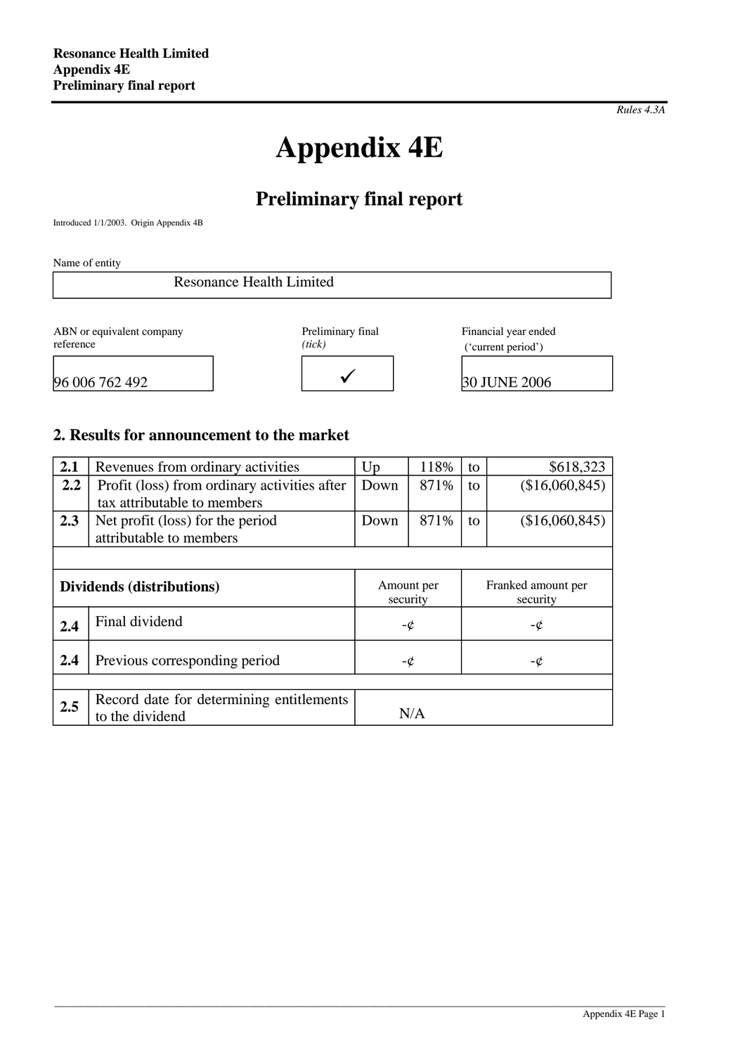Rules 4.3A

# Appendix 4E

## Preliminary final report

Introduced 1/1/2003. Origin Appendix 4B

Name of entity

| Resonance Health Limited |
|---|

| ABN or equivalent company reference | Preliminary final *(tick)* | Financial year ended ('current period') |
|---|---|---|
| 96 006 762 492 | ✓ | 30 JUNE 2006 |

## 2. Results for announcement to the market

| | | | | | |
|---|---|---|---|---|---|
| **2.1** | Revenues from ordinary activities | Up | 118% | to | $618,323 |
| **2.2** | Profit (loss) from ordinary activities after tax attributable to members | Down | 871% | to | ($16,060,845) |
| **2.3** | Net profit (loss) for the period attributable to members | Down | 871% | to | ($16,060,845) |

| **Dividends (distributions)** | | Amount per security | Franked amount per security |
|---|---|---|---|
| **2.4** | Final dividend | -¢ | -¢ |
| **2.4** | Previous corresponding period | -¢ | -¢ |
| **2.5** | Record date for determining entitlements to the dividend | N/A | |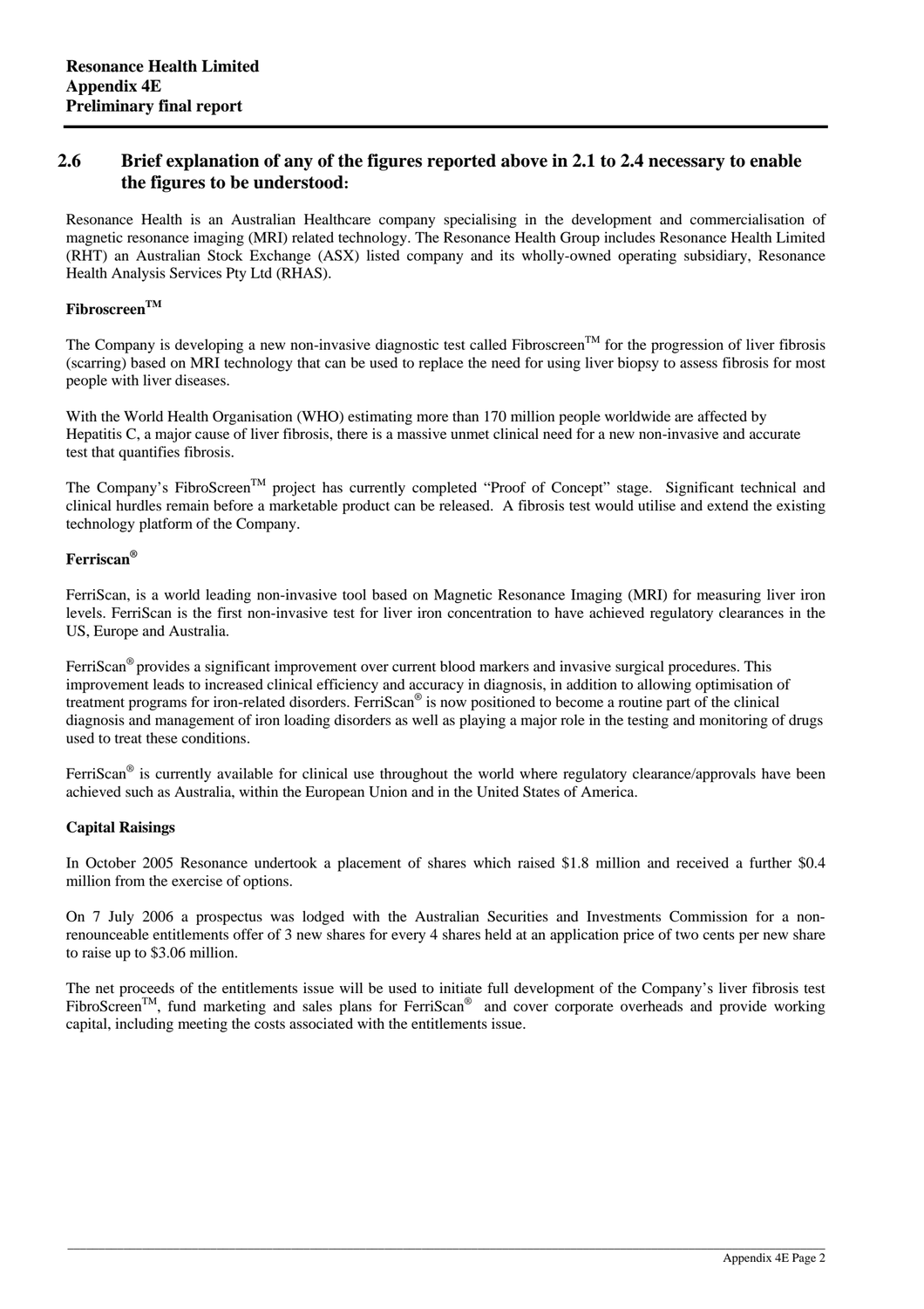## 2.6 Brief explanation of any of the figures reported above in 2.1 to 2.4 necessary to enable the figures to be understood:

Resonance Health is an Australian Healthcare company specialising in the development and commercialisation of magnetic resonance imaging (MRI) related technology. The Resonance Health Group includes Resonance Health Limited (RHT) an Australian Stock Exchange (ASX) listed company and its wholly-owned operating subsidiary, Resonance Health Analysis Services Pty Ltd (RHAS).

### Fibroscreen™

The Company is developing a new non-invasive diagnostic test called Fibroscreen™ for the progression of liver fibrosis (scarring) based on MRI technology that can be used to replace the need for using liver biopsy to assess fibrosis for most people with liver diseases.

With the World Health Organisation (WHO) estimating more than 170 million people worldwide are affected by Hepatitis C, a major cause of liver fibrosis, there is a massive unmet clinical need for a new non-invasive and accurate test that quantifies fibrosis.

The Company's FibroScreen™ project has currently completed "Proof of Concept" stage. Significant technical and clinical hurdles remain before a marketable product can be released. A fibrosis test would utilise and extend the existing technology platform of the Company.

### Ferriscan®

FerriScan, is a world leading non-invasive tool based on Magnetic Resonance Imaging (MRI) for measuring liver iron levels. FerriScan is the first non-invasive test for liver iron concentration to have achieved regulatory clearances in the US, Europe and Australia.

FerriScan® provides a significant improvement over current blood markers and invasive surgical procedures. This improvement leads to increased clinical efficiency and accuracy in diagnosis, in addition to allowing optimisation of treatment programs for iron-related disorders. FerriScan® is now positioned to become a routine part of the clinical diagnosis and management of iron loading disorders as well as playing a major role in the testing and monitoring of drugs used to treat these conditions.

FerriScan® is currently available for clinical use throughout the world where regulatory clearance/approvals have been achieved such as Australia, within the European Union and in the United States of America.

### Capital Raisings

In October 2005 Resonance undertook a placement of shares which raised $1.8 million and received a further $0.4 million from the exercise of options.

On 7 July 2006 a prospectus was lodged with the Australian Securities and Investments Commission for a non-renounceable entitlements offer of 3 new shares for every 4 shares held at an application price of two cents per new share to raise up to $3.06 million.

The net proceeds of the entitlements issue will be used to initiate full development of the Company's liver fibrosis test FibroScreen™, fund marketing and sales plans for FerriScan® and cover corporate overheads and provide working capital, including meeting the costs associated with the entitlements issue.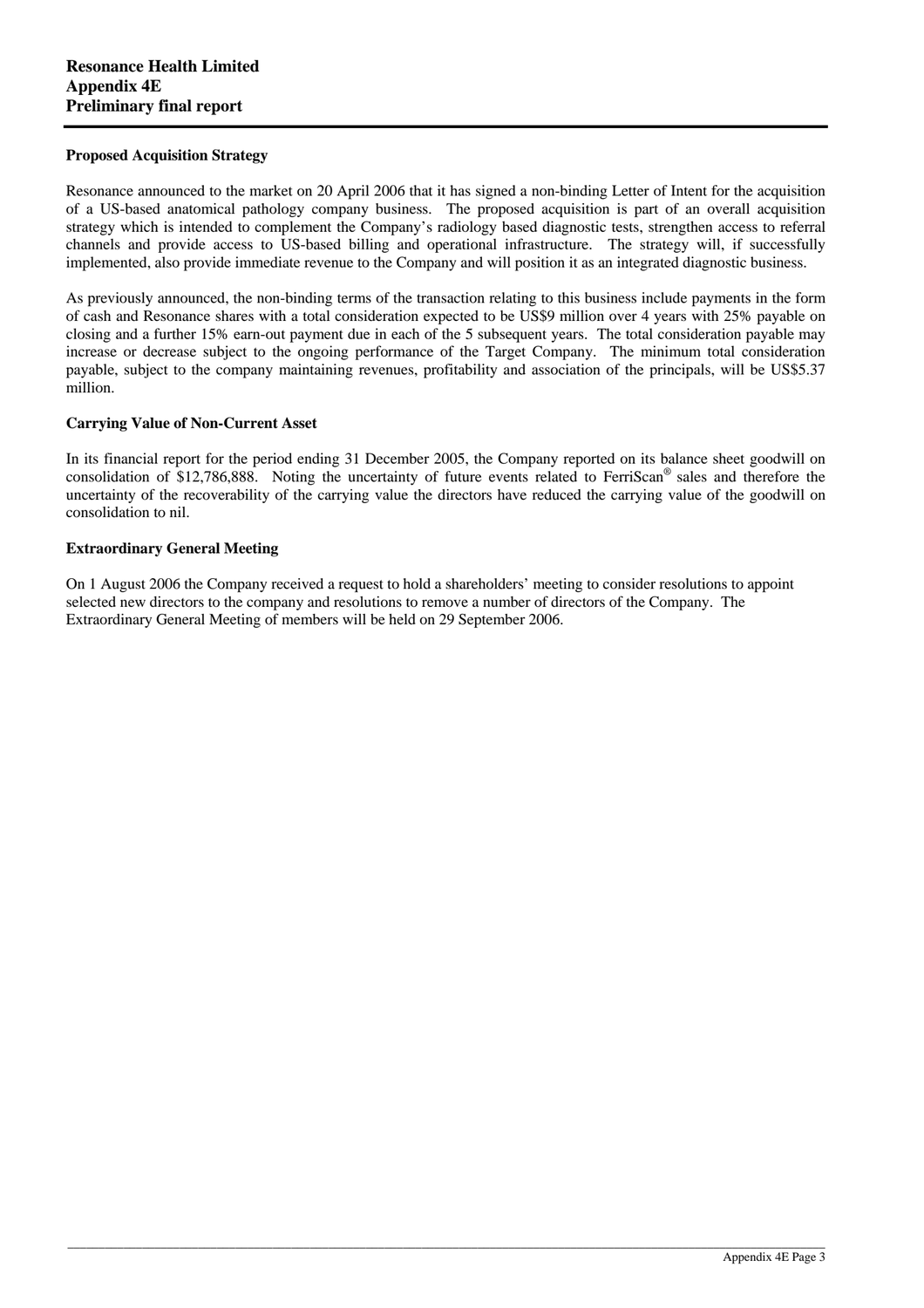### Proposed Acquisition Strategy

Resonance announced to the market on 20 April 2006 that it has signed a non-binding Letter of Intent for the acquisition of a US-based anatomical pathology company business. The proposed acquisition is part of an overall acquisition strategy which is intended to complement the Company's radiology based diagnostic tests, strengthen access to referral channels and provide access to US-based billing and operational infrastructure. The strategy will, if successfully implemented, also provide immediate revenue to the Company and will position it as an integrated diagnostic business.

As previously announced, the non-binding terms of the transaction relating to this business include payments in the form of cash and Resonance shares with a total consideration expected to be US$9 million over 4 years with 25% payable on closing and a further 15% earn-out payment due in each of the 5 subsequent years. The total consideration payable may increase or decrease subject to the ongoing performance of the Target Company. The minimum total consideration payable, subject to the company maintaining revenues, profitability and association of the principals, will be US$5.37 million.

### Carrying Value of Non-Current Asset

In its financial report for the period ending 31 December 2005, the Company reported on its balance sheet goodwill on consolidation of $12,786,888. Noting the uncertainty of future events related to FerriScan® sales and therefore the uncertainty of the recoverability of the carrying value the directors have reduced the carrying value of the goodwill on consolidation to nil.

### Extraordinary General Meeting

On 1 August 2006 the Company received a request to hold a shareholders' meeting to consider resolutions to appoint selected new directors to the company and resolutions to remove a number of directors of the Company. The Extraordinary General Meeting of members will be held on 29 September 2006.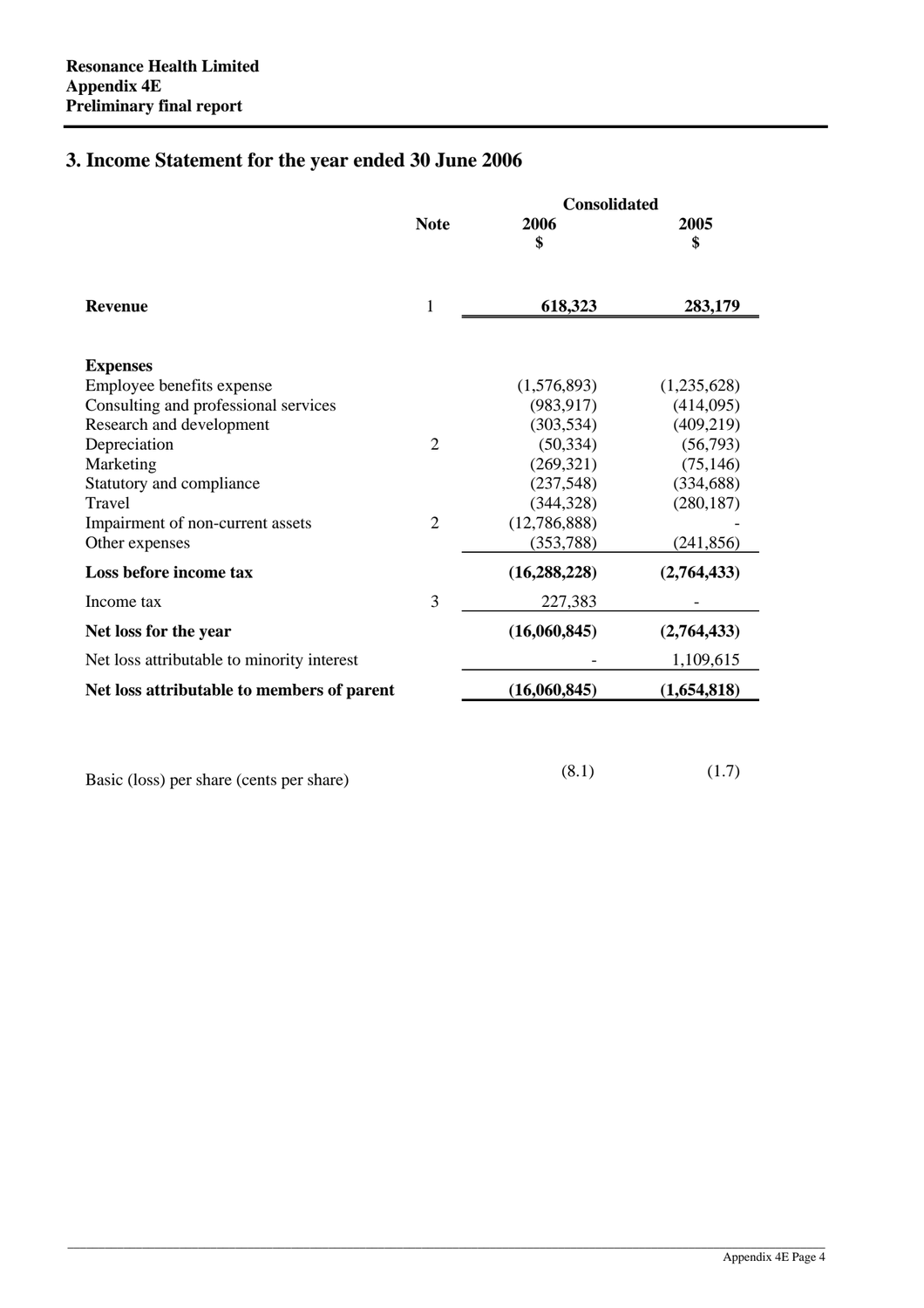Resonance Health Limited
Appendix 4E
Preliminary final report

## 3. Income Statement for the year ended 30 June 2006

| | Note | Consolidated 2006 $ | 2005 $ |
|---|---|---|---|
| **Revenue** | 1 | **618,323** | **283,179** |
| **Expenses** | | | |
| Employee benefits expense | | (1,576,893) | (1,235,628) |
| Consulting and professional services | | (983,917) | (414,095) |
| Research and development | | (303,534) | (409,219) |
| Depreciation | 2 | (50,334) | (56,793) |
| Marketing | | (269,321) | (75,146) |
| Statutory and compliance | | (237,548) | (334,688) |
| Travel | | (344,328) | (280,187) |
| Impairment of non-current assets | 2 | (12,786,888) | - |
| Other expenses | | (353,788) | (241,856) |
| **Loss before income tax** | | **(16,288,228)** | **(2,764,433)** |
| Income tax | 3 | 227,383 | - |
| **Net loss for the year** | | **(16,060,845)** | **(2,764,433)** |
| Net loss attributable to minority interest | | - | 1,109,615 |
| **Net loss attributable to members of parent** | | **(16,060,845)** | **(1,654,818)** |
| Basic (loss) per share (cents per share) | | (8.1) | (1.7) |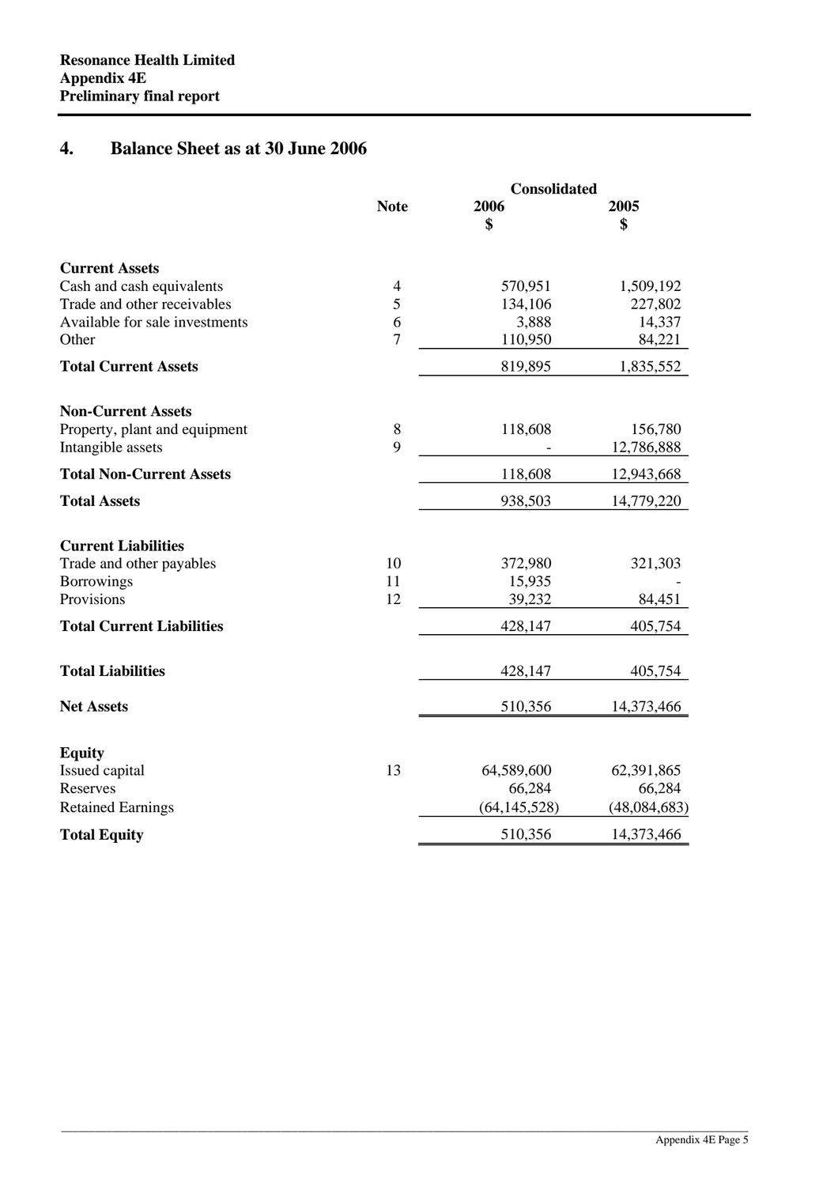## 4. Balance Sheet as at 30 June 2006

| | Note | Consolidated 2006 $ | Consolidated 2005 $ |
|---|---|---|---|
| **Current Assets** | | | |
| Cash and cash equivalents | 4 | 570,951 | 1,509,192 |
| Trade and other receivables | 5 | 134,106 | 227,802 |
| Available for sale investments | 6 | 3,888 | 14,337 |
| Other | 7 | 110,950 | 84,221 |
| **Total Current Assets** | | 819,895 | 1,835,552 |
| **Non-Current Assets** | | | |
| Property, plant and equipment | 8 | 118,608 | 156,780 |
| Intangible assets | 9 | - | 12,786,888 |
| **Total Non-Current Assets** | | 118,608 | 12,943,668 |
| **Total Assets** | | 938,503 | 14,779,220 |
| **Current Liabilities** | | | |
| Trade and other payables | 10 | 372,980 | 321,303 |
| Borrowings | 11 | 15,935 | - |
| Provisions | 12 | 39,232 | 84,451 |
| **Total Current Liabilities** | | 428,147 | 405,754 |
| **Total Liabilities** | | 428,147 | 405,754 |
| **Net Assets** | | 510,356 | 14,373,466 |
| **Equity** | | | |
| Issued capital | 13 | 64,589,600 | 62,391,865 |
| Reserves | | 66,284 | 66,284 |
| Retained Earnings | | (64,145,528) | (48,084,683) |
| **Total Equity** | | 510,356 | 14,373,466 |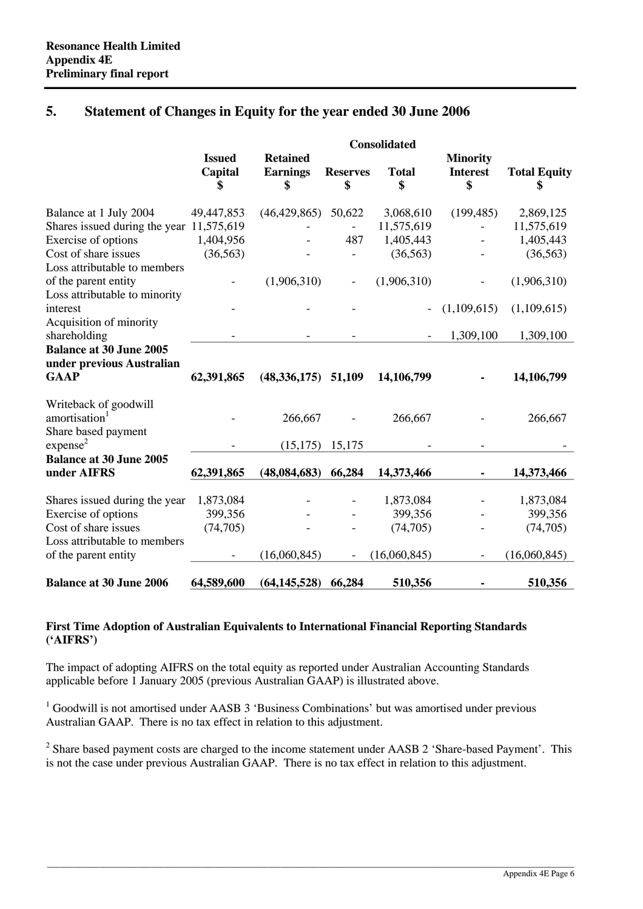## 5. Statement of Changes in Equity for the year ended 30 June 2006

| | Consolidated | | | | | |
|---|---|---|---|---|---|---|
| | Issued Capital $ | Retained Earnings $ | Reserves $ | Total $ | Minority Interest $ | Total Equity $ |
| Balance at 1 July 2004 | 49,447,853 | (46,429,865) | 50,622 | 3,068,610 | (199,485) | 2,869,125 |
| Shares issued during the year | 11,575,619 | - | - | 11,575,619 | - | 11,575,619 |
| Exercise of options | 1,404,956 | - | 487 | 1,405,443 | - | 1,405,443 |
| Cost of share issues | (36,563) | - | - | (36,563) | - | (36,563) |
| Loss attributable to members of the parent entity | - | (1,906,310) | - | (1,906,310) | - | (1,906,310) |
| Loss attributable to minority interest | - | - | - | - | (1,109,615) | (1,109,615) |
| Acquisition of minority shareholding | - | - | - | - | 1,309,100 | 1,309,100 |
| **Balance at 30 June 2005 under previous Australian GAAP** | **62,391,865** | **(48,336,175)** | **51,109** | **14,106,799** | **-** | **14,106,799** |
| Writeback of goodwill amortisation[1] | - | 266,667 | - | 266,667 | - | 266,667 |
| Share based payment expense[2] | - | (15,175) | 15,175 | - | - | - |
| **Balance at 30 June 2005 under AIFRS** | **62,391,865** | **(48,084,683)** | **66,284** | **14,373,466** | **-** | **14,373,466** |
| Shares issued during the year | 1,873,084 | - | - | 1,873,084 | - | 1,873,084 |
| Exercise of options | 399,356 | - | - | 399,356 | - | 399,356 |
| Cost of share issues | (74,705) | - | - | (74,705) | - | (74,705) |
| Loss attributable to members of the parent entity | - | (16,060,845) | - | (16,060,845) | - | (16,060,845) |
| **Balance at 30 June 2006** | **64,589,600** | **(64,145,528)** | **66,284** | **510,356** | **-** | **510,356** |

**First Time Adoption of Australian Equivalents to International Financial Reporting Standards ('AIFRS')**

The impact of adopting AIFRS on the total equity as reported under Australian Accounting Standards applicable before 1 January 2005 (previous Australian GAAP) is illustrated above.

[1] Goodwill is not amortised under AASB 3 'Business Combinations' but was amortised under previous Australian GAAP. There is no tax effect in relation to this adjustment.

[2] Share based payment costs are charged to the income statement under AASB 2 'Share-based Payment'. This is not the case under previous Australian GAAP. There is no tax effect in relation to this adjustment.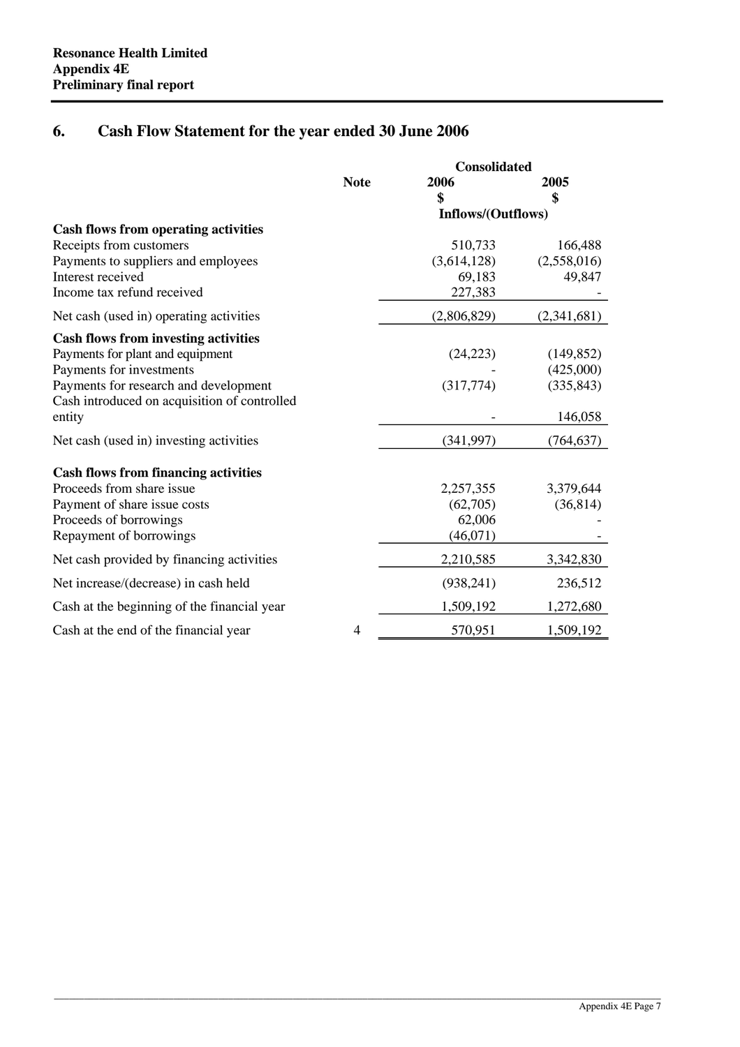## 6. Cash Flow Statement for the year ended 30 June 2006

| | Note | Consolidated 2006 $ | 2005 $ |
|---|---|---|---|
| | | Inflows/(Outflows) | |
| **Cash flows from operating activities** | | | |
| Receipts from customers | | 510,733 | 166,488 |
| Payments to suppliers and employees | | (3,614,128) | (2,558,016) |
| Interest received | | 69,183 | 49,847 |
| Income tax refund received | | 227,383 | - |
| Net cash (used in) operating activities | | (2,806,829) | (2,341,681) |
| **Cash flows from investing activities** | | | |
| Payments for plant and equipment | | (24,223) | (149,852) |
| Payments for investments | | - | (425,000) |
| Payments for research and development | | (317,774) | (335,843) |
| Cash introduced on acquisition of controlled entity | | - | 146,058 |
| Net cash (used in) investing activities | | (341,997) | (764,637) |
| **Cash flows from financing activities** | | | |
| Proceeds from share issue | | 2,257,355 | 3,379,644 |
| Payment of share issue costs | | (62,705) | (36,814) |
| Proceeds of borrowings | | 62,006 | - |
| Repayment of borrowings | | (46,071) | - |
| Net cash provided by financing activities | | 2,210,585 | 3,342,830 |
| Net increase/(decrease) in cash held | | (938,241) | 236,512 |
| Cash at the beginning of the financial year | | 1,509,192 | 1,272,680 |
| Cash at the end of the financial year | 4 | 570,951 | 1,509,192 |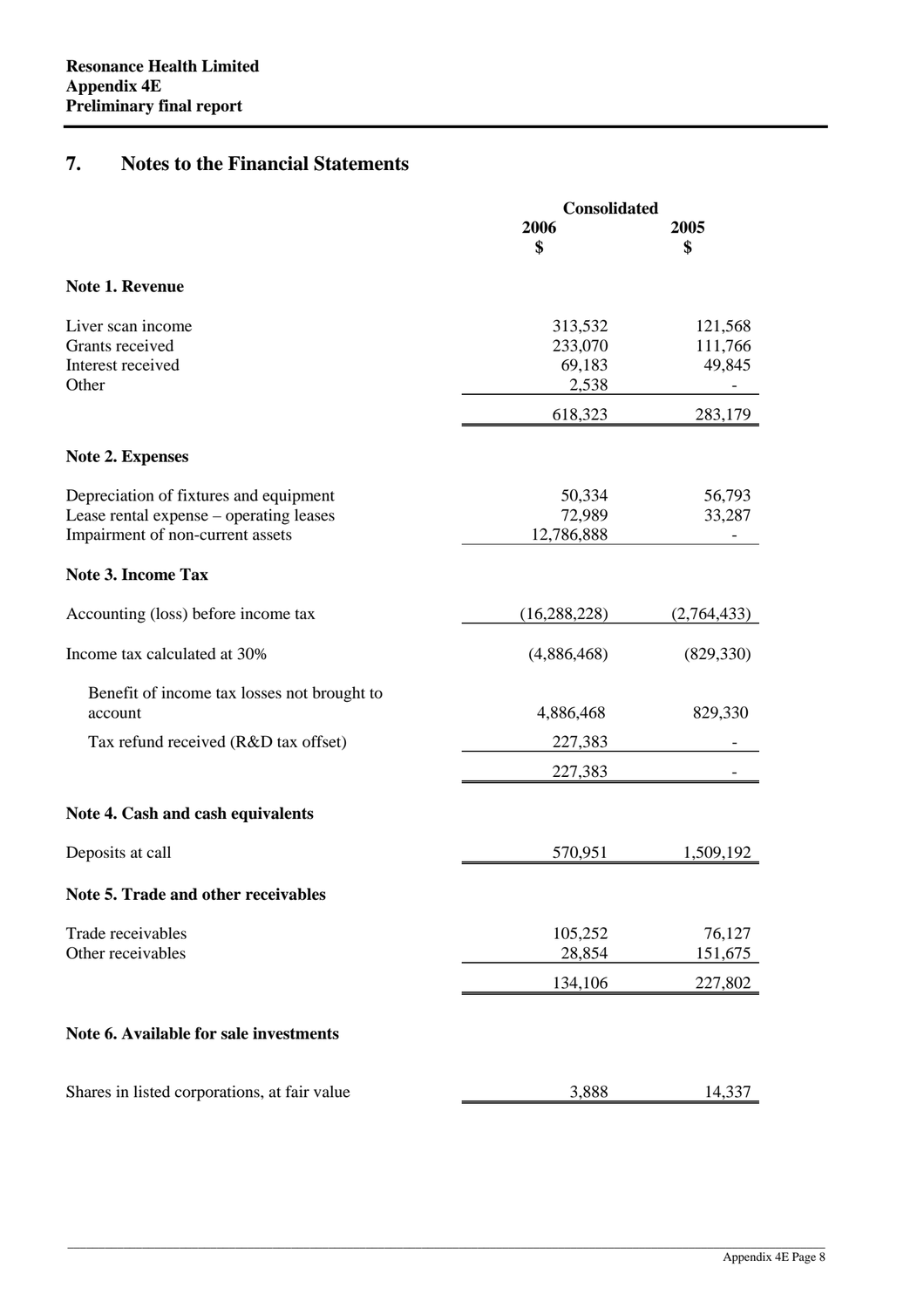## 7. Notes to the Financial Statements

| | Consolidated 2006 $ | Consolidated 2005 $ |
|---|---|---|
| **Note 1. Revenue** | | |
| Liver scan income | 313,532 | 121,568 |
| Grants received | 233,070 | 111,766 |
| Interest received | 69,183 | 49,845 |
| Other | 2,538 | - |
| | 618,323 | 283,179 |
| **Note 2. Expenses** | | |
| Depreciation of fixtures and equipment | 50,334 | 56,793 |
| Lease rental expense – operating leases | 72,989 | 33,287 |
| Impairment of non-current assets | 12,786,888 | - |
| **Note 3. Income Tax** | | |
| Accounting (loss) before income tax | (16,288,228) | (2,764,433) |
| Income tax calculated at 30% | (4,886,468) | (829,330) |
| Benefit of income tax losses not brought to account | 4,886,468 | 829,330 |
| Tax refund received (R&D tax offset) | 227,383 | - |
| | 227,383 | - |
| **Note 4. Cash and cash equivalents** | | |
| Deposits at call | 570,951 | 1,509,192 |
| **Note 5. Trade and other receivables** | | |
| Trade receivables | 105,252 | 76,127 |
| Other receivables | 28,854 | 151,675 |
| | 134,106 | 227,802 |
| **Note 6. Available for sale investments** | | |
| Shares in listed corporations, at fair value | 3,888 | 14,337 |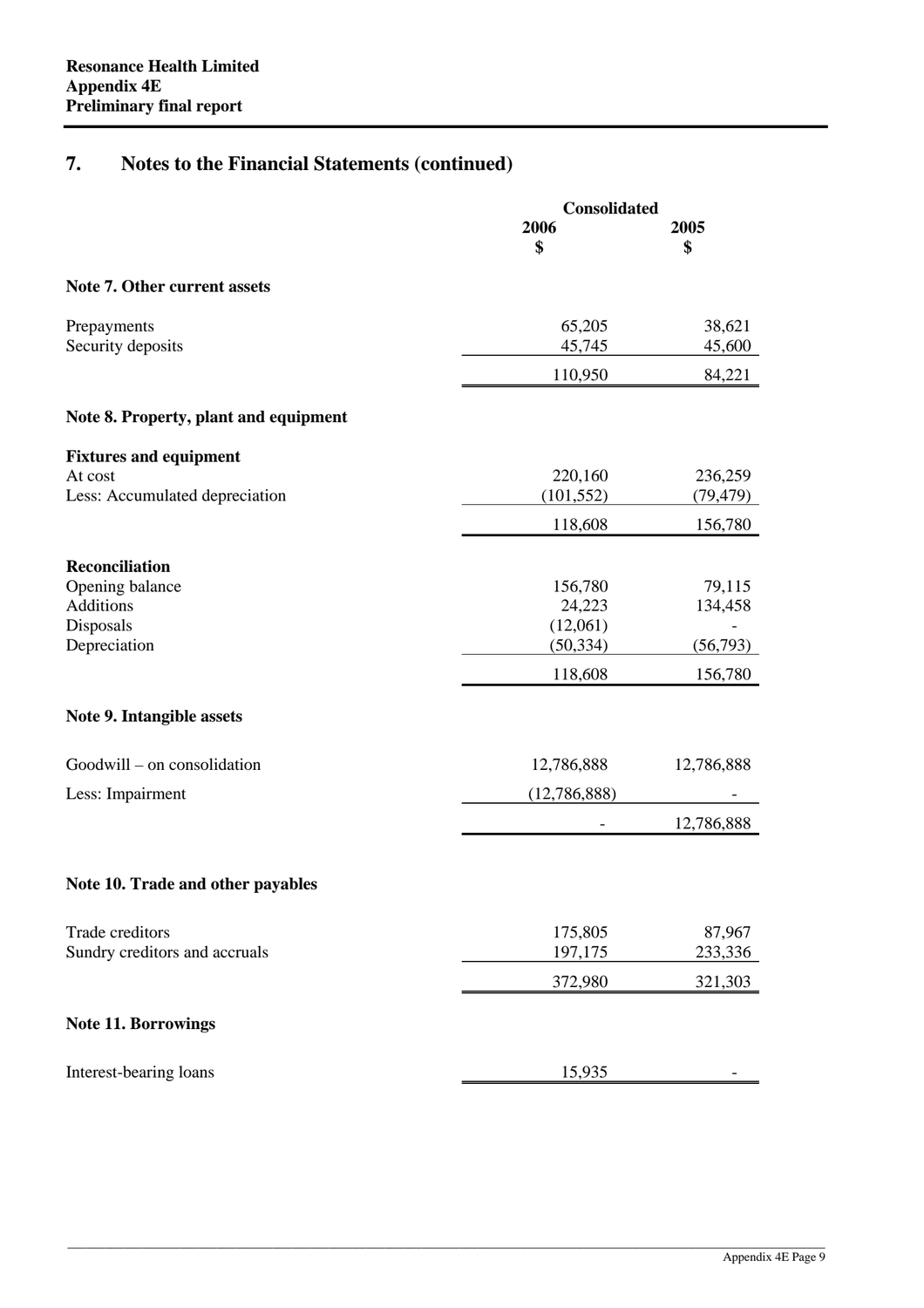## 7. Notes to the Financial Statements (continued)

| | Consolidated | |
|---|---|---|
| | 2006<br>$ | 2005<br>$ |
| **Note 7. Other current assets** | | |
| Prepayments | 65,205 | 38,621 |
| Security deposits | 45,745 | 45,600 |
| | 110,950 | 84,221 |
| **Note 8. Property, plant and equipment** | | |
| **Fixtures and equipment** | | |
| At cost | 220,160 | 236,259 |
| Less: Accumulated depreciation | (101,552) | (79,479) |
| | 118,608 | 156,780 |
| **Reconciliation** | | |
| Opening balance | 156,780 | 79,115 |
| Additions | 24,223 | 134,458 |
| Disposals | (12,061) | - |
| Depreciation | (50,334) | (56,793) |
| | 118,608 | 156,780 |
| **Note 9. Intangible assets** | | |
| Goodwill – on consolidation | 12,786,888 | 12,786,888 |
| Less: Impairment | (12,786,888) | - |
| | - | 12,786,888 |
| **Note 10. Trade and other payables** | | |
| Trade creditors | 175,805 | 87,967 |
| Sundry creditors and accruals | 197,175 | 233,336 |
| | 372,980 | 321,303 |
| **Note 11. Borrowings** | | |
| Interest-bearing loans | 15,935 | - |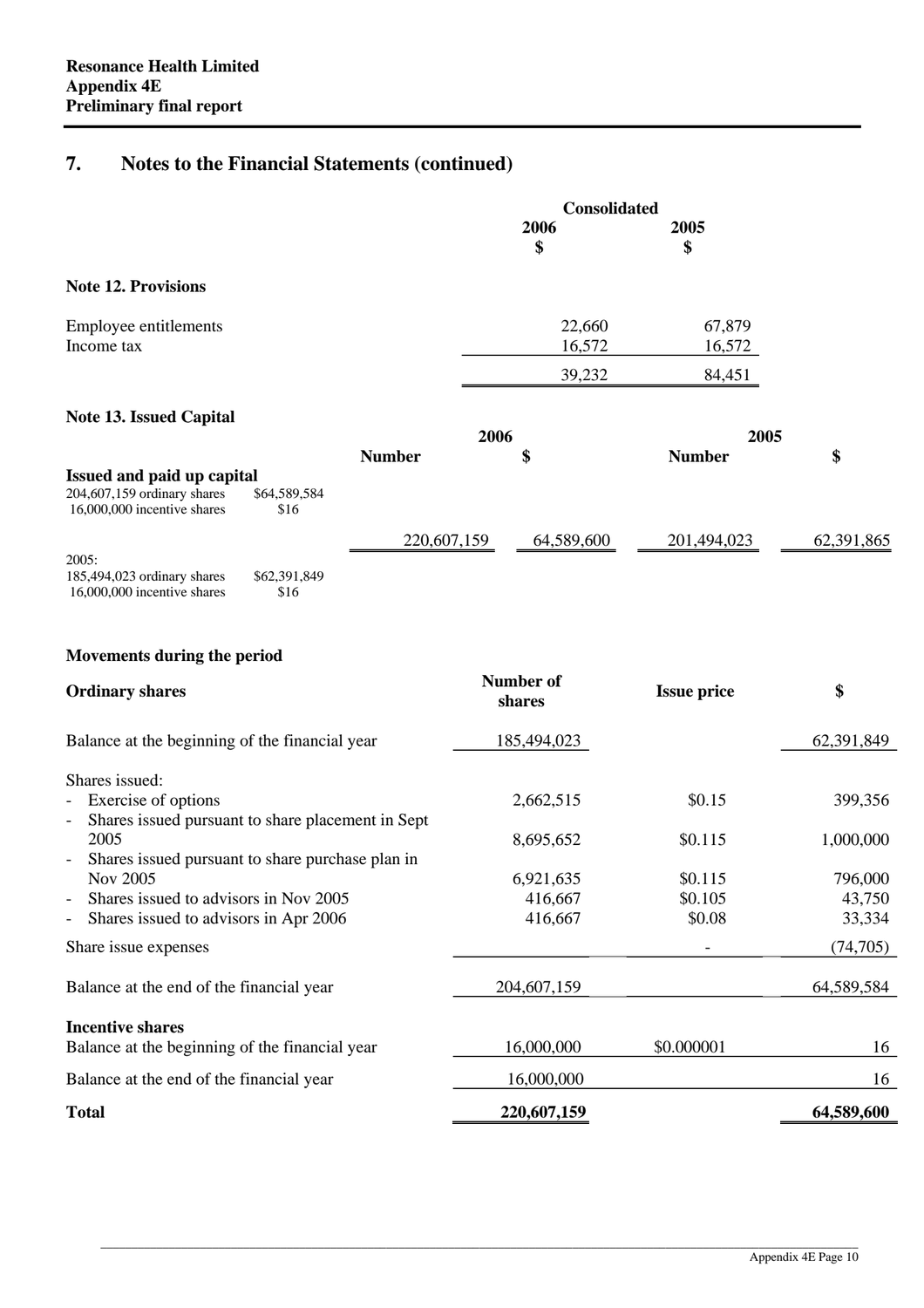## 7. Notes to the Financial Statements (continued)

| | Consolidated | |
|---|---|---|
| | 2006 $ | 2005 $ |
| **Note 12. Provisions** | | |
| Employee entitlements | 22,660 | 67,879 |
| Income tax | 16,572 | 16,572 |
| | 39,232 | 84,451 |

**Note 13. Issued Capital**

| | 2006 | | 2005 | |
|---|---|---|---|---|
| | Number | $ | Number | $ |
| **Issued and paid up capital** | | | | |
| 204,607,159 ordinary shares $64,589,584<br>16,000,000 incentive shares $16 | 220,607,159 | 64,589,600 | 201,494,023 | 62,391,865 |
| 2005:<br>185,494,023 ordinary shares $62,391,849<br>16,000,000 incentive shares $16 | | | | |

**Movements during the period**

| **Ordinary shares** | Number of shares | Issue price | $ |
|---|---|---|---|
| Balance at the beginning of the financial year | 185,494,023 | | 62,391,849 |
| Shares issued: | | | |
| - Exercise of options | 2,662,515 | $0.15 | 399,356 |
| - Shares issued pursuant to share placement in Sept 2005 | 8,695,652 | $0.115 | 1,000,000 |
| - Shares issued pursuant to share purchase plan in Nov 2005 | 6,921,635 | $0.115 | 796,000 |
| - Shares issued to advisors in Nov 2005 | 416,667 | $0.105 | 43,750 |
| - Shares issued to advisors in Apr 2006 | 416,667 | $0.08 | 33,334 |
| Share issue expenses | | - | (74,705) |
| Balance at the end of the financial year | 204,607,159 | | 64,589,584 |
| **Incentive shares** | | | |
| Balance at the beginning of the financial year | 16,000,000 | $0.000001 | 16 |
| Balance at the end of the financial year | 16,000,000 | | 16 |
| **Total** | **220,607,159** | | **64,589,600** |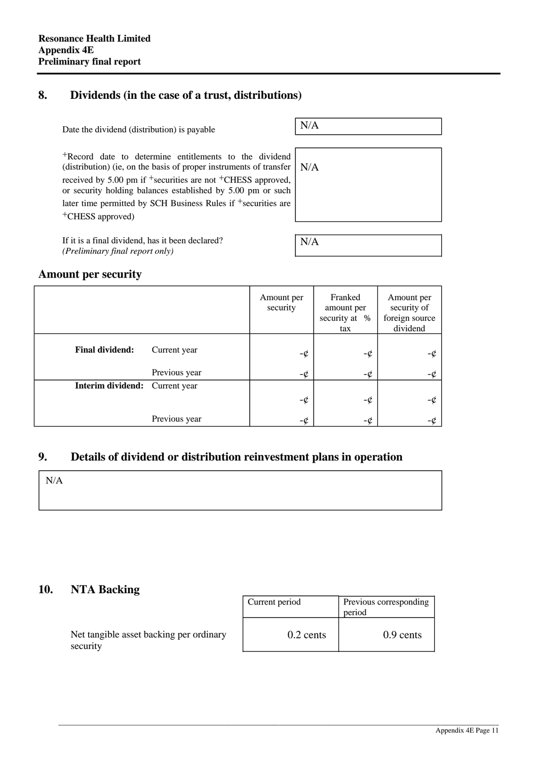## 8. Dividends (in the case of a trust, distributions)

| | |
|---|---|
| Date the dividend (distribution) is payable | N/A |
| +Record date to determine entitlements to the dividend (distribution) (ie, on the basis of proper instruments of transfer received by 5.00 pm if +securities are not +CHESS approved, or security holding balances established by 5.00 pm or such later time permitted by SCH Business Rules if +securities are +CHESS approved) | N/A |
| If it is a final dividend, has it been declared? *(Preliminary final report only)* | N/A |

### Amount per security

| | | Amount per security | Franked amount per security at % tax | Amount per security of foreign source dividend |
|---|---|---|---|---|
| **Final dividend:** | Current year | -¢ | -¢ | -¢ |
| | Previous year | -¢ | -¢ | -¢ |
| **Interim dividend:** | Current year | -¢ | -¢ | -¢ |
| | Previous year | -¢ | -¢ | -¢ |

## 9. Details of dividend or distribution reinvestment plans in operation

N/A

## 10. NTA Backing

| | Current period | Previous corresponding period |
|---|---|---|
| Net tangible asset backing per ordinary security | 0.2 cents | 0.9 cents |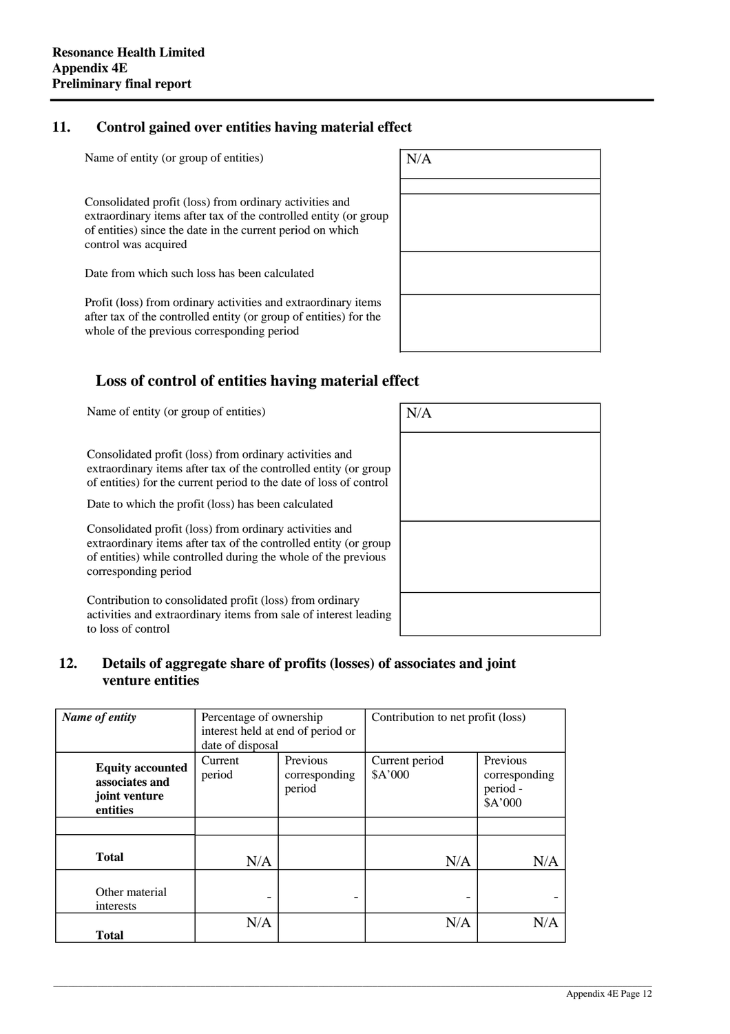## 11. Control gained over entities having material effect

| | |
|---|---|
| Name of entity (or group of entities) | N/A |
| | |
| Consolidated profit (loss) from ordinary activities and extraordinary items after tax of the controlled entity (or group of entities) since the date in the current period on which control was acquired | |
| Date from which such loss has been calculated | |
| Profit (loss) from ordinary activities and extraordinary items after tax of the controlled entity (or group of entities) for the whole of the previous corresponding period | |

## Loss of control of entities having material effect

| | |
|---|---|
| Name of entity (or group of entities) | N/A |
| Consolidated profit (loss) from ordinary activities and extraordinary items after tax of the controlled entity (or group of entities) for the current period to the date of loss of control<br>Date to which the profit (loss) has been calculated | |
| Consolidated profit (loss) from ordinary activities and extraordinary items after tax of the controlled entity (or group of entities) while controlled during the whole of the previous corresponding period | |
| Contribution to consolidated profit (loss) from ordinary activities and extraordinary items from sale of interest leading to loss of control | |

## 12. Details of aggregate share of profits (losses) of associates and joint venture entities

| *Name of entity* | Percentage of ownership interest held at end of period or date of disposal | | Contribution to net profit (loss) | |
|---|---|---|---|---|
| **Equity accounted associates and joint venture entities** | Current period | Previous corresponding period | Current period $A'000 | Previous corresponding period - $A'000 |
| | | | | |
| **Total** | N/A | | N/A | N/A |
| Other material interests | - | - | - | - |
| **Total** | N/A | | N/A | N/A |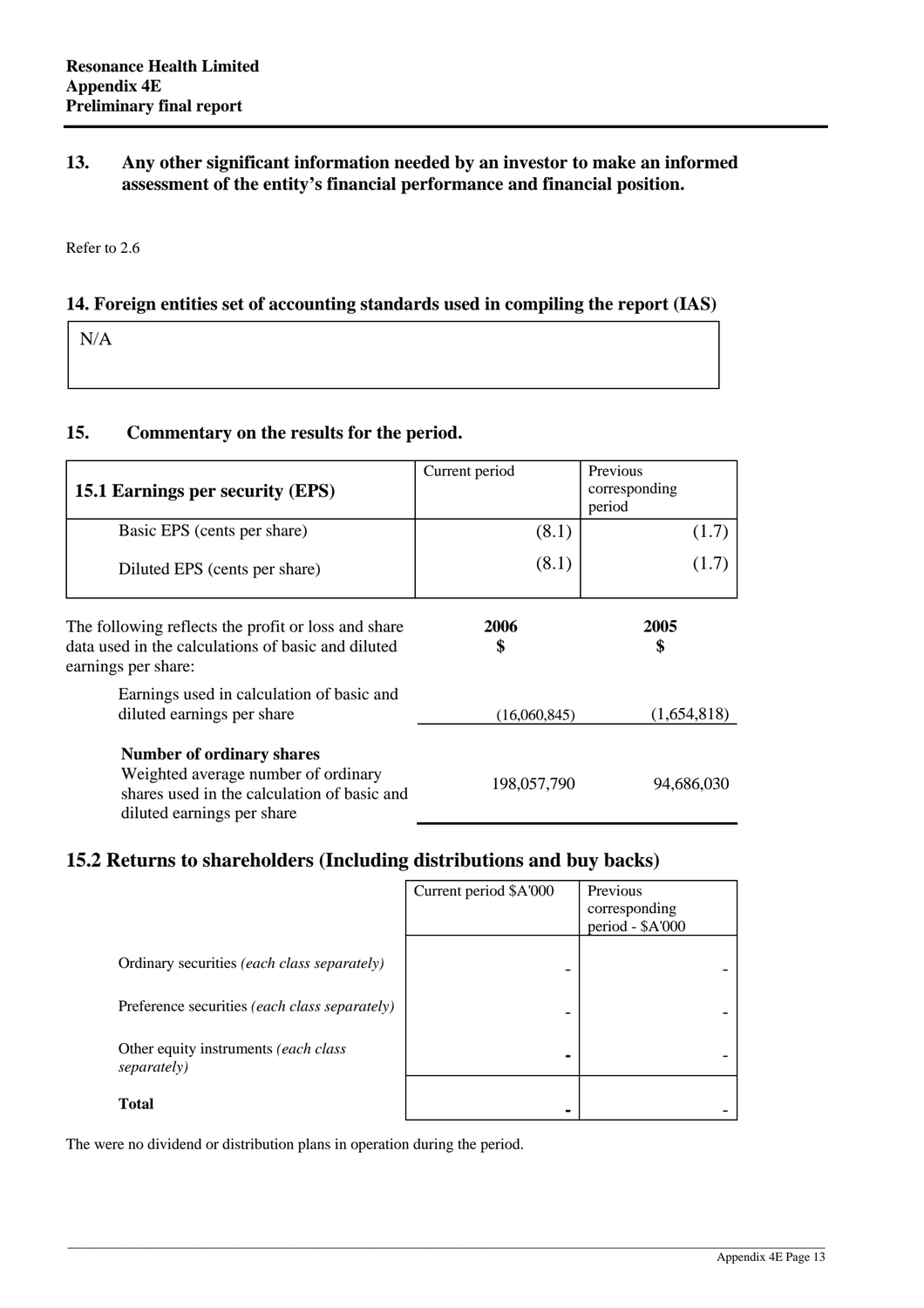## 13. Any other significant information needed by an investor to make an informed assessment of the entity's financial performance and financial position.

Refer to 2.6

## 14. Foreign entities set of accounting standards used in compiling the report (IAS)

| N/A |
|---|

## 15. Commentary on the results for the period.

| 15.1 Earnings per security (EPS) | Current period | Previous corresponding period |
|---|---|---|
| Basic EPS (cents per share) | (8.1) | (1.7) |
| Diluted EPS (cents per share) | (8.1) | (1.7) |

| The following reflects the profit or loss and share data used in the calculations of basic and diluted earnings per share: | 2006 $ | 2005 $ |
|---|---|---|
| Earnings used in calculation of basic and diluted earnings per share | (16,060,845) | (1,654,818) |
| **Number of ordinary shares** | | |
| Weighted average number of ordinary shares used in the calculation of basic and diluted earnings per share | 198,057,790 | 94,686,030 |

## 15.2 Returns to shareholders (Including distributions and buy backs)

| | Current period $A'000 | Previous corresponding period - $A'000 |
|---|---|---|
| Ordinary securities *(each class separately)* | - | - |
| Preference securities *(each class separately)* | - | - |
| Other equity instruments *(each class separately)* | - | - |
| **Total** | - | - |

The were no dividend or distribution plans in operation during the period.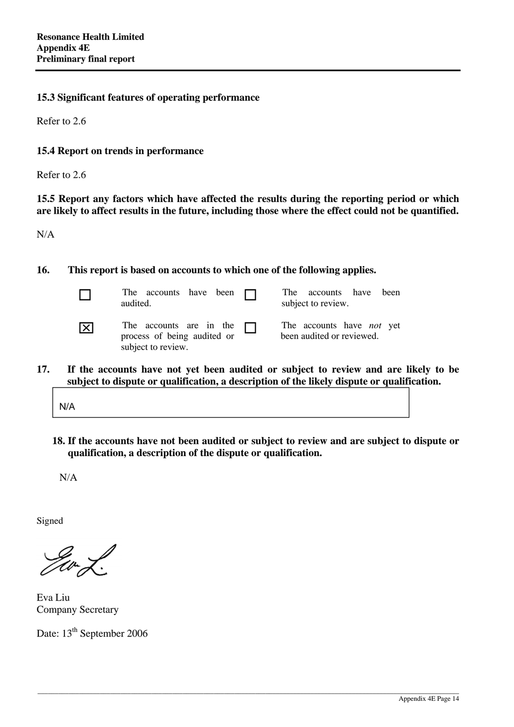**15.3 Significant features of operating performance**

Refer to 2.6

**15.4 Report on trends in performance**

Refer to 2.6

**15.5 Report any factors which have affected the results during the reporting period or which are likely to affect results in the future, including those where the effect could not be quantified.**

N/A

**16. This report is based on accounts to which one of the following applies.**

| | | | |
|---|---|---|---|
| ☐ | The accounts have been audited. | ☐ | The accounts have been subject to review. |
| ☒ | The accounts are in the process of being audited or subject to review. | ☐ | The accounts have *not* yet been audited or reviewed. |

**17. If the accounts have not yet been audited or subject to review and are likely to be subject to dispute or qualification, a description of the likely dispute or qualification.**

N/A

**18. If the accounts have not been audited or subject to review and are subject to dispute or qualification, a description of the dispute or qualification.**

N/A

Signed

Eva Liu
Company Secretary

Date: 13th September 2006